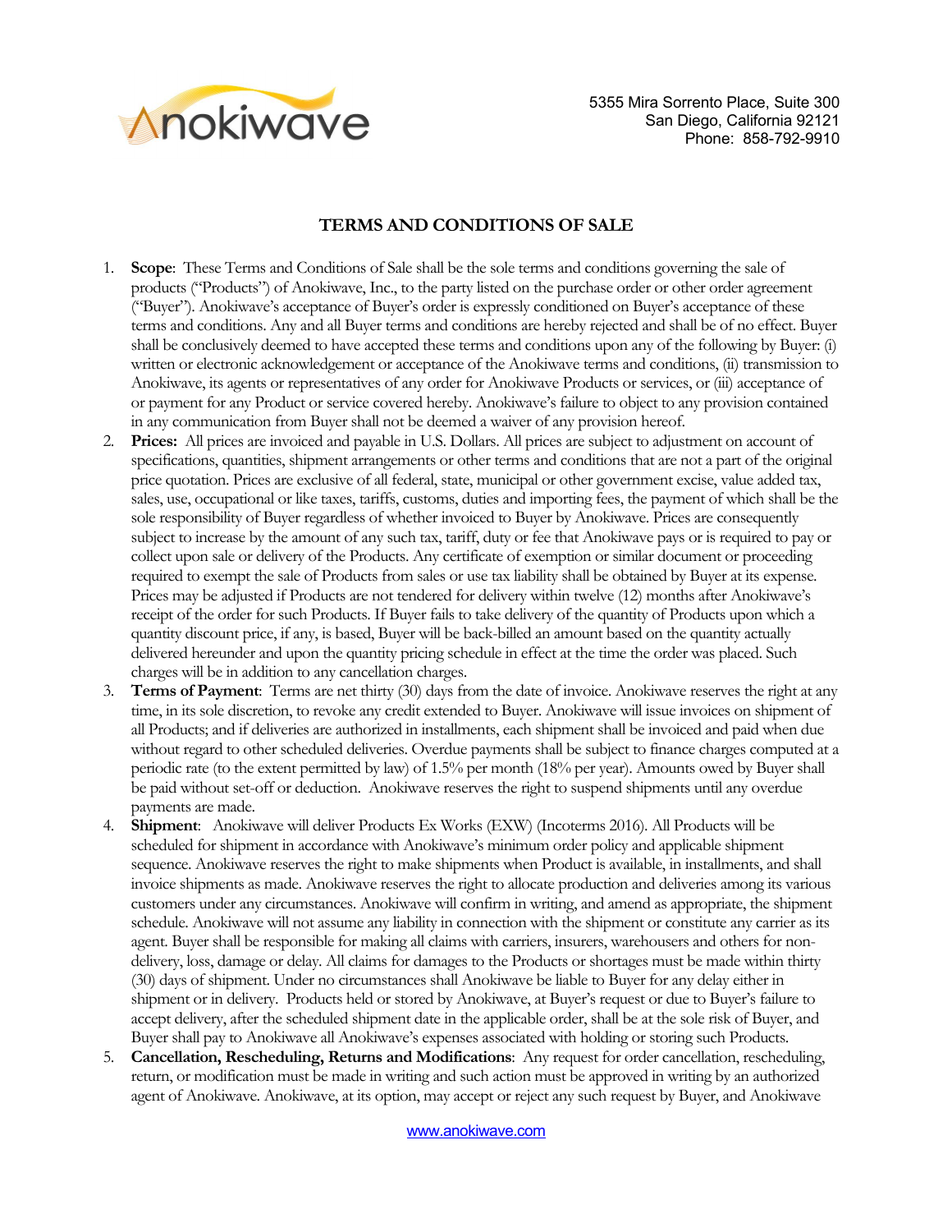Anokiwave

5355 Mira Sorrento Place, Suite 300
San Diego, California 92121
Phone: 858-792-9910

# TERMS AND CONDITIONS OF SALE

1. **Scope**: These Terms and Conditions of Sale shall be the sole terms and conditions governing the sale of products ("Products") of Anokiwave, Inc., to the party listed on the purchase order or other order agreement ("Buyer"). Anokiwave's acceptance of Buyer's order is expressly conditioned on Buyer's acceptance of these terms and conditions. Any and all Buyer terms and conditions are hereby rejected and shall be of no effect. Buyer shall be conclusively deemed to have accepted these terms and conditions upon any of the following by Buyer: (i) written or electronic acknowledgement or acceptance of the Anokiwave terms and conditions, (ii) transmission to Anokiwave, its agents or representatives of any order for Anokiwave Products or services, or (iii) acceptance of or payment for any Product or service covered hereby. Anokiwave's failure to object to any provision contained in any communication from Buyer shall not be deemed a waiver of any provision hereof.
2. **Prices:** All prices are invoiced and payable in U.S. Dollars. All prices are subject to adjustment on account of specifications, quantities, shipment arrangements or other terms and conditions that are not a part of the original price quotation. Prices are exclusive of all federal, state, municipal or other government excise, value added tax, sales, use, occupational or like taxes, tariffs, customs, duties and importing fees, the payment of which shall be the sole responsibility of Buyer regardless of whether invoiced to Buyer by Anokiwave. Prices are consequently subject to increase by the amount of any such tax, tariff, duty or fee that Anokiwave pays or is required to pay or collect upon sale or delivery of the Products. Any certificate of exemption or similar document or proceeding required to exempt the sale of Products from sales or use tax liability shall be obtained by Buyer at its expense. Prices may be adjusted if Products are not tendered for delivery within twelve (12) months after Anokiwave's receipt of the order for such Products. If Buyer fails to take delivery of the quantity of Products upon which a quantity discount price, if any, is based, Buyer will be back-billed an amount based on the quantity actually delivered hereunder and upon the quantity pricing schedule in effect at the time the order was placed. Such charges will be in addition to any cancellation charges.
3. **Terms of Payment**: Terms are net thirty (30) days from the date of invoice. Anokiwave reserves the right at any time, in its sole discretion, to revoke any credit extended to Buyer. Anokiwave will issue invoices on shipment of all Products; and if deliveries are authorized in installments, each shipment shall be invoiced and paid when due without regard to other scheduled deliveries. Overdue payments shall be subject to finance charges computed at a periodic rate (to the extent permitted by law) of 1.5% per month (18% per year). Amounts owed by Buyer shall be paid without set-off or deduction. Anokiwave reserves the right to suspend shipments until any overdue payments are made.
4. **Shipment**: Anokiwave will deliver Products Ex Works (EXW) (Incoterms 2016). All Products will be scheduled for shipment in accordance with Anokiwave's minimum order policy and applicable shipment sequence. Anokiwave reserves the right to make shipments when Product is available, in installments, and shall invoice shipments as made. Anokiwave reserves the right to allocate production and deliveries among its various customers under any circumstances. Anokiwave will confirm in writing, and amend as appropriate, the shipment schedule. Anokiwave will not assume any liability in connection with the shipment or constitute any carrier as its agent. Buyer shall be responsible for making all claims with carriers, insurers, warehousers and others for non-delivery, loss, damage or delay. All claims for damages to the Products or shortages must be made within thirty (30) days of shipment. Under no circumstances shall Anokiwave be liable to Buyer for any delay either in shipment or in delivery. Products held or stored by Anokiwave, at Buyer's request or due to Buyer's failure to accept delivery, after the scheduled shipment date in the applicable order, shall be at the sole risk of Buyer, and Buyer shall pay to Anokiwave all Anokiwave's expenses associated with holding or storing such Products.
5. **Cancellation, Rescheduling, Returns and Modifications**: Any request for order cancellation, rescheduling, return, or modification must be made in writing and such action must be approved in writing by an authorized agent of Anokiwave. Anokiwave, at its option, may accept or reject any such request by Buyer, and Anokiwave

www.anokiwave.com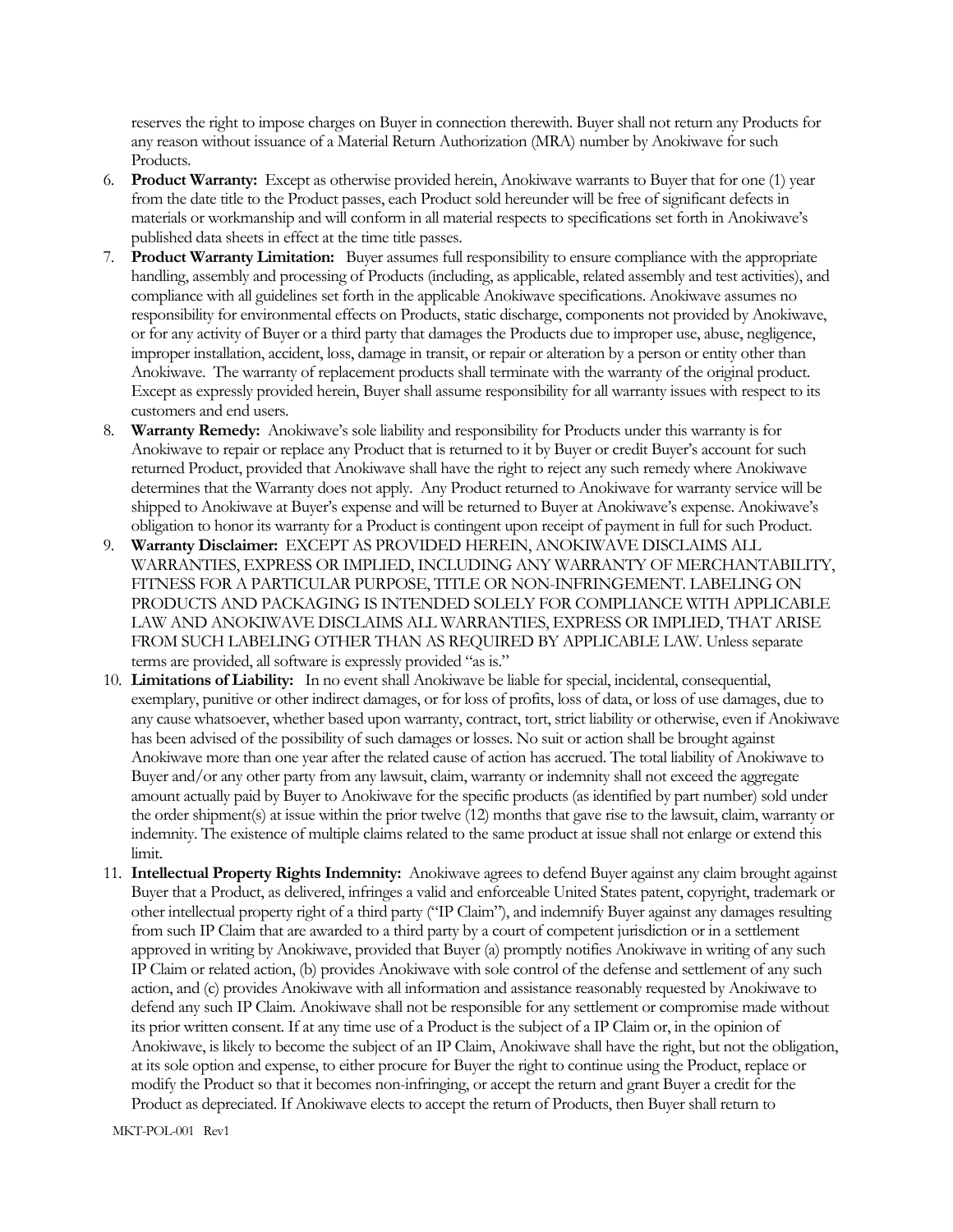reserves the right to impose charges on Buyer in connection therewith. Buyer shall not return any Products for any reason without issuance of a Material Return Authorization (MRA) number by Anokiwave for such Products.

6. **Product Warranty:** Except as otherwise provided herein, Anokiwave warrants to Buyer that for one (1) year from the date title to the Product passes, each Product sold hereunder will be free of significant defects in materials or workmanship and will conform in all material respects to specifications set forth in Anokiwave's published data sheets in effect at the time title passes.
7. **Product Warranty Limitation:** Buyer assumes full responsibility to ensure compliance with the appropriate handling, assembly and processing of Products (including, as applicable, related assembly and test activities), and compliance with all guidelines set forth in the applicable Anokiwave specifications. Anokiwave assumes no responsibility for environmental effects on Products, static discharge, components not provided by Anokiwave, or for any activity of Buyer or a third party that damages the Products due to improper use, abuse, negligence, improper installation, accident, loss, damage in transit, or repair or alteration by a person or entity other than Anokiwave. The warranty of replacement products shall terminate with the warranty of the original product. Except as expressly provided herein, Buyer shall assume responsibility for all warranty issues with respect to its customers and end users.
8. **Warranty Remedy:** Anokiwave's sole liability and responsibility for Products under this warranty is for Anokiwave to repair or replace any Product that is returned to it by Buyer or credit Buyer's account for such returned Product, provided that Anokiwave shall have the right to reject any such remedy where Anokiwave determines that the Warranty does not apply. Any Product returned to Anokiwave for warranty service will be shipped to Anokiwave at Buyer's expense and will be returned to Buyer at Anokiwave's expense. Anokiwave's obligation to honor its warranty for a Product is contingent upon receipt of payment in full for such Product.
9. **Warranty Disclaimer:** EXCEPT AS PROVIDED HEREIN, ANOKIWAVE DISCLAIMS ALL WARRANTIES, EXPRESS OR IMPLIED, INCLUDING ANY WARRANTY OF MERCHANTABILITY, FITNESS FOR A PARTICULAR PURPOSE, TITLE OR NON-INFRINGEMENT. LABELING ON PRODUCTS AND PACKAGING IS INTENDED SOLELY FOR COMPLIANCE WITH APPLICABLE LAW AND ANOKIWAVE DISCLAIMS ALL WARRANTIES, EXPRESS OR IMPLIED, THAT ARISE FROM SUCH LABELING OTHER THAN AS REQUIRED BY APPLICABLE LAW. Unless separate terms are provided, all software is expressly provided "as is."
10. **Limitations of Liability:** In no event shall Anokiwave be liable for special, incidental, consequential, exemplary, punitive or other indirect damages, or for loss of profits, loss of data, or loss of use damages, due to any cause whatsoever, whether based upon warranty, contract, tort, strict liability or otherwise, even if Anokiwave has been advised of the possibility of such damages or losses. No suit or action shall be brought against Anokiwave more than one year after the related cause of action has accrued. The total liability of Anokiwave to Buyer and/or any other party from any lawsuit, claim, warranty or indemnity shall not exceed the aggregate amount actually paid by Buyer to Anokiwave for the specific products (as identified by part number) sold under the order shipment(s) at issue within the prior twelve (12) months that gave rise to the lawsuit, claim, warranty or indemnity. The existence of multiple claims related to the same product at issue shall not enlarge or extend this limit.
11. **Intellectual Property Rights Indemnity:** Anokiwave agrees to defend Buyer against any claim brought against Buyer that a Product, as delivered, infringes a valid and enforceable United States patent, copyright, trademark or other intellectual property right of a third party ("IP Claim"), and indemnify Buyer against any damages resulting from such IP Claim that are awarded to a third party by a court of competent jurisdiction or in a settlement approved in writing by Anokiwave, provided that Buyer (a) promptly notifies Anokiwave in writing of any such IP Claim or related action, (b) provides Anokiwave with sole control of the defense and settlement of any such action, and (c) provides Anokiwave with all information and assistance reasonably requested by Anokiwave to defend any such IP Claim. Anokiwave shall not be responsible for any settlement or compromise made without its prior written consent. If at any time use of a Product is the subject of a IP Claim or, in the opinion of Anokiwave, is likely to become the subject of an IP Claim, Anokiwave shall have the right, but not the obligation, at its sole option and expense, to either procure for Buyer the right to continue using the Product, replace or modify the Product so that it becomes non-infringing, or accept the return and grant Buyer a credit for the Product as depreciated. If Anokiwave elects to accept the return of Products, then Buyer shall return to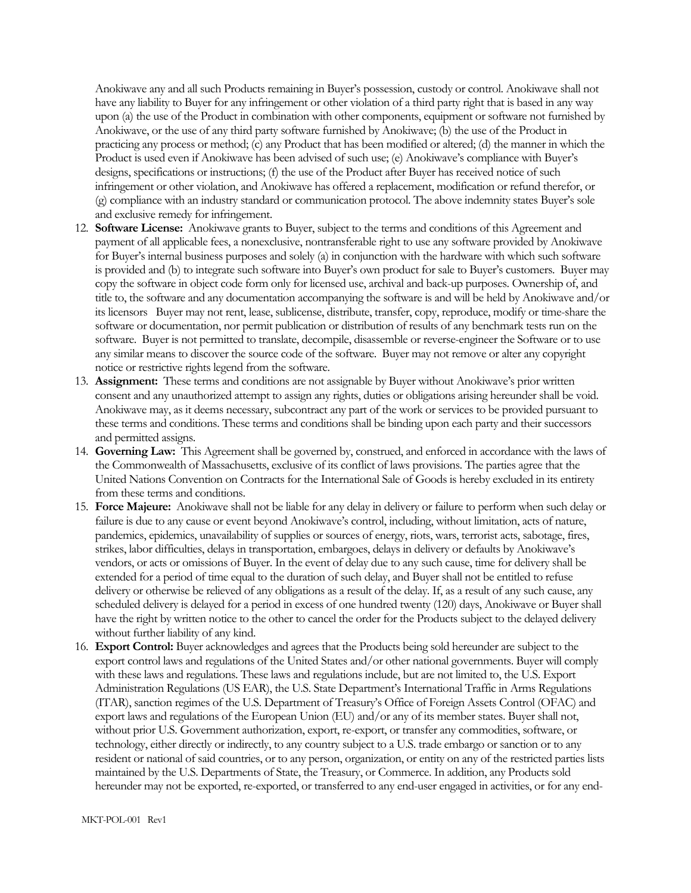Anokiwave any and all such Products remaining in Buyer's possession, custody or control. Anokiwave shall not have any liability to Buyer for any infringement or other violation of a third party right that is based in any way upon (a) the use of the Product in combination with other components, equipment or software not furnished by Anokiwave, or the use of any third party software furnished by Anokiwave; (b) the use of the Product in practicing any process or method; (c) any Product that has been modified or altered; (d) the manner in which the Product is used even if Anokiwave has been advised of such use; (e) Anokiwave's compliance with Buyer's designs, specifications or instructions; (f) the use of the Product after Buyer has received notice of such infringement or other violation, and Anokiwave has offered a replacement, modification or refund therefor, or (g) compliance with an industry standard or communication protocol. The above indemnity states Buyer's sole and exclusive remedy for infringement.

12. **Software License:** Anokiwave grants to Buyer, subject to the terms and conditions of this Agreement and payment of all applicable fees, a nonexclusive, nontransferable right to use any software provided by Anokiwave for Buyer's internal business purposes and solely (a) in conjunction with the hardware with which such software is provided and (b) to integrate such software into Buyer's own product for sale to Buyer's customers. Buyer may copy the software in object code form only for licensed use, archival and back-up purposes. Ownership of, and title to, the software and any documentation accompanying the software is and will be held by Anokiwave and/or its licensors Buyer may not rent, lease, sublicense, distribute, transfer, copy, reproduce, modify or time-share the software or documentation, nor permit publication or distribution of results of any benchmark tests run on the software. Buyer is not permitted to translate, decompile, disassemble or reverse-engineer the Software or to use any similar means to discover the source code of the software. Buyer may not remove or alter any copyright notice or restrictive rights legend from the software.
13. **Assignment:** These terms and conditions are not assignable by Buyer without Anokiwave's prior written consent and any unauthorized attempt to assign any rights, duties or obligations arising hereunder shall be void. Anokiwave may, as it deems necessary, subcontract any part of the work or services to be provided pursuant to these terms and conditions. These terms and conditions shall be binding upon each party and their successors and permitted assigns.
14. **Governing Law:** This Agreement shall be governed by, construed, and enforced in accordance with the laws of the Commonwealth of Massachusetts, exclusive of its conflict of laws provisions. The parties agree that the United Nations Convention on Contracts for the International Sale of Goods is hereby excluded in its entirety from these terms and conditions.
15. **Force Majeure:** Anokiwave shall not be liable for any delay in delivery or failure to perform when such delay or failure is due to any cause or event beyond Anokiwave's control, including, without limitation, acts of nature, pandemics, epidemics, unavailability of supplies or sources of energy, riots, wars, terrorist acts, sabotage, fires, strikes, labor difficulties, delays in transportation, embargoes, delays in delivery or defaults by Anokiwave's vendors, or acts or omissions of Buyer. In the event of delay due to any such cause, time for delivery shall be extended for a period of time equal to the duration of such delay, and Buyer shall not be entitled to refuse delivery or otherwise be relieved of any obligations as a result of the delay. If, as a result of any such cause, any scheduled delivery is delayed for a period in excess of one hundred twenty (120) days, Anokiwave or Buyer shall have the right by written notice to the other to cancel the order for the Products subject to the delayed delivery without further liability of any kind.
16. **Export Control:** Buyer acknowledges and agrees that the Products being sold hereunder are subject to the export control laws and regulations of the United States and/or other national governments. Buyer will comply with these laws and regulations. These laws and regulations include, but are not limited to, the U.S. Export Administration Regulations (US EAR), the U.S. State Department's International Traffic in Arms Regulations (ITAR), sanction regimes of the U.S. Department of Treasury's Office of Foreign Assets Control (OFAC) and export laws and regulations of the European Union (EU) and/or any of its member states. Buyer shall not, without prior U.S. Government authorization, export, re-export, or transfer any commodities, software, or technology, either directly or indirectly, to any country subject to a U.S. trade embargo or sanction or to any resident or national of said countries, or to any person, organization, or entity on any of the restricted parties lists maintained by the U.S. Departments of State, the Treasury, or Commerce. In addition, any Products sold hereunder may not be exported, re-exported, or transferred to any end-user engaged in activities, or for any end-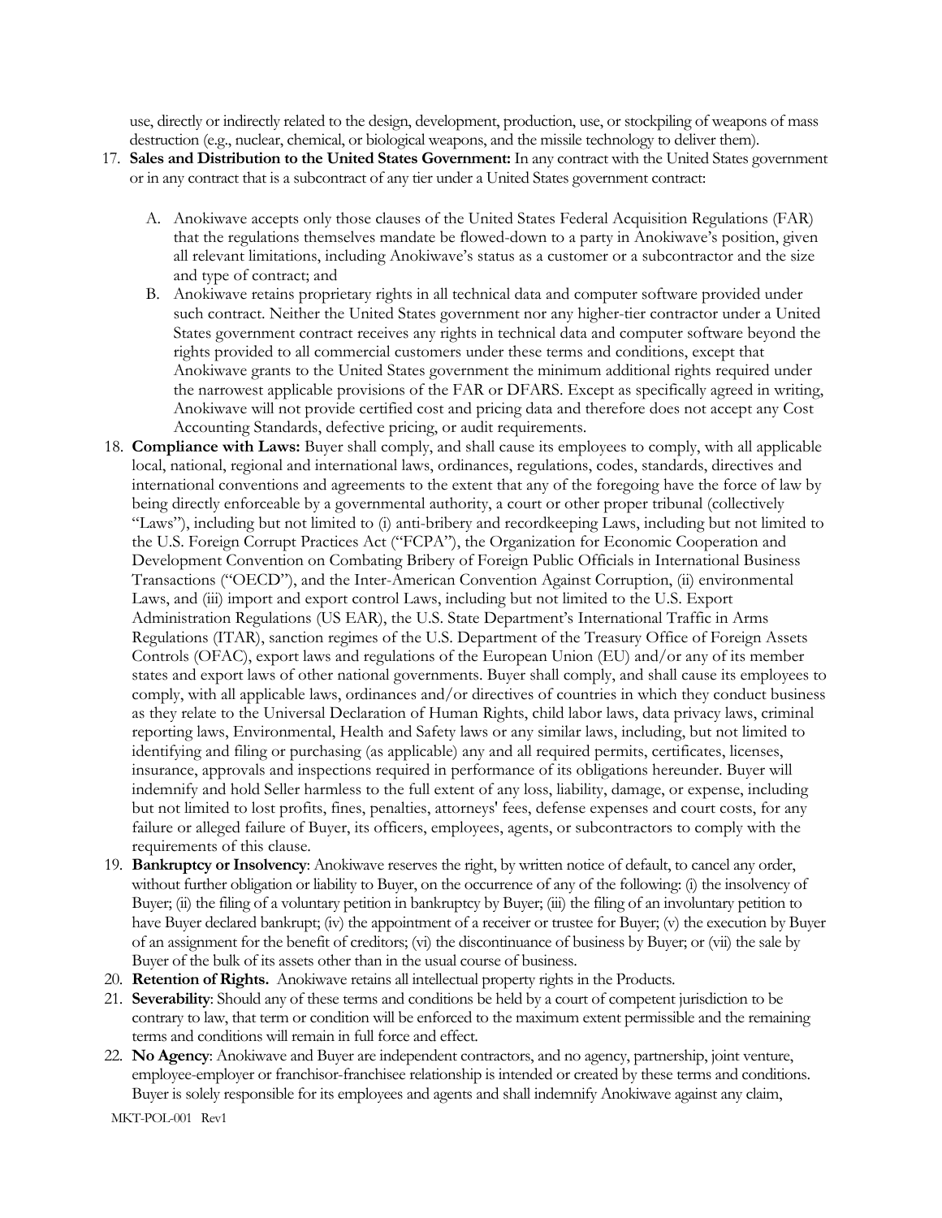use, directly or indirectly related to the design, development, production, use, or stockpiling of weapons of mass destruction (e.g., nuclear, chemical, or biological weapons, and the missile technology to deliver them).

17. **Sales and Distribution to the United States Government:** In any contract with the United States government or in any contract that is a subcontract of any tier under a United States government contract:

    A. Anokiwave accepts only those clauses of the United States Federal Acquisition Regulations (FAR) that the regulations themselves mandate be flowed-down to a party in Anokiwave's position, given all relevant limitations, including Anokiwave's status as a customer or a subcontractor and the size and type of contract; and

    B. Anokiwave retains proprietary rights in all technical data and computer software provided under such contract. Neither the United States government nor any higher-tier contractor under a United States government contract receives any rights in technical data and computer software beyond the rights provided to all commercial customers under these terms and conditions, except that Anokiwave grants to the United States government the minimum additional rights required under the narrowest applicable provisions of the FAR or DFARS. Except as specifically agreed in writing, Anokiwave will not provide certified cost and pricing data and therefore does not accept any Cost Accounting Standards, defective pricing, or audit requirements.

18. **Compliance with Laws:** Buyer shall comply, and shall cause its employees to comply, with all applicable local, national, regional and international laws, ordinances, regulations, codes, standards, directives and international conventions and agreements to the extent that any of the foregoing have the force of law by being directly enforceable by a governmental authority, a court or other proper tribunal (collectively "Laws"), including but not limited to (i) anti-bribery and recordkeeping Laws, including but not limited to the U.S. Foreign Corrupt Practices Act ("FCPA"), the Organization for Economic Cooperation and Development Convention on Combating Bribery of Foreign Public Officials in International Business Transactions ("OECD"), and the Inter-American Convention Against Corruption, (ii) environmental Laws, and (iii) import and export control Laws, including but not limited to the U.S. Export Administration Regulations (US EAR), the U.S. State Department's International Traffic in Arms Regulations (ITAR), sanction regimes of the U.S. Department of the Treasury Office of Foreign Assets Controls (OFAC), export laws and regulations of the European Union (EU) and/or any of its member states and export laws of other national governments. Buyer shall comply, and shall cause its employees to comply, with all applicable laws, ordinances and/or directives of countries in which they conduct business as they relate to the Universal Declaration of Human Rights, child labor laws, data privacy laws, criminal reporting laws, Environmental, Health and Safety laws or any similar laws, including, but not limited to identifying and filing or purchasing (as applicable) any and all required permits, certificates, licenses, insurance, approvals and inspections required in performance of its obligations hereunder. Buyer will indemnify and hold Seller harmless to the full extent of any loss, liability, damage, or expense, including but not limited to lost profits, fines, penalties, attorneys' fees, defense expenses and court costs, for any failure or alleged failure of Buyer, its officers, employees, agents, or subcontractors to comply with the requirements of this clause.

19. **Bankruptcy or Insolvency**: Anokiwave reserves the right, by written notice of default, to cancel any order, without further obligation or liability to Buyer, on the occurrence of any of the following: (i) the insolvency of Buyer; (ii) the filing of a voluntary petition in bankruptcy by Buyer; (iii) the filing of an involuntary petition to have Buyer declared bankrupt; (iv) the appointment of a receiver or trustee for Buyer; (v) the execution by Buyer of an assignment for the benefit of creditors; (vi) the discontinuance of business by Buyer; or (vii) the sale by Buyer of the bulk of its assets other than in the usual course of business.

20. **Retention of Rights.** Anokiwave retains all intellectual property rights in the Products.

21. **Severability**: Should any of these terms and conditions be held by a court of competent jurisdiction to be contrary to law, that term or condition will be enforced to the maximum extent permissible and the remaining terms and conditions will remain in full force and effect.

22. **No Agency**: Anokiwave and Buyer are independent contractors, and no agency, partnership, joint venture, employee-employer or franchisor-franchisee relationship is intended or created by these terms and conditions. Buyer is solely responsible for its employees and agents and shall indemnify Anokiwave against any claim,

MKT-POL-001 Rev1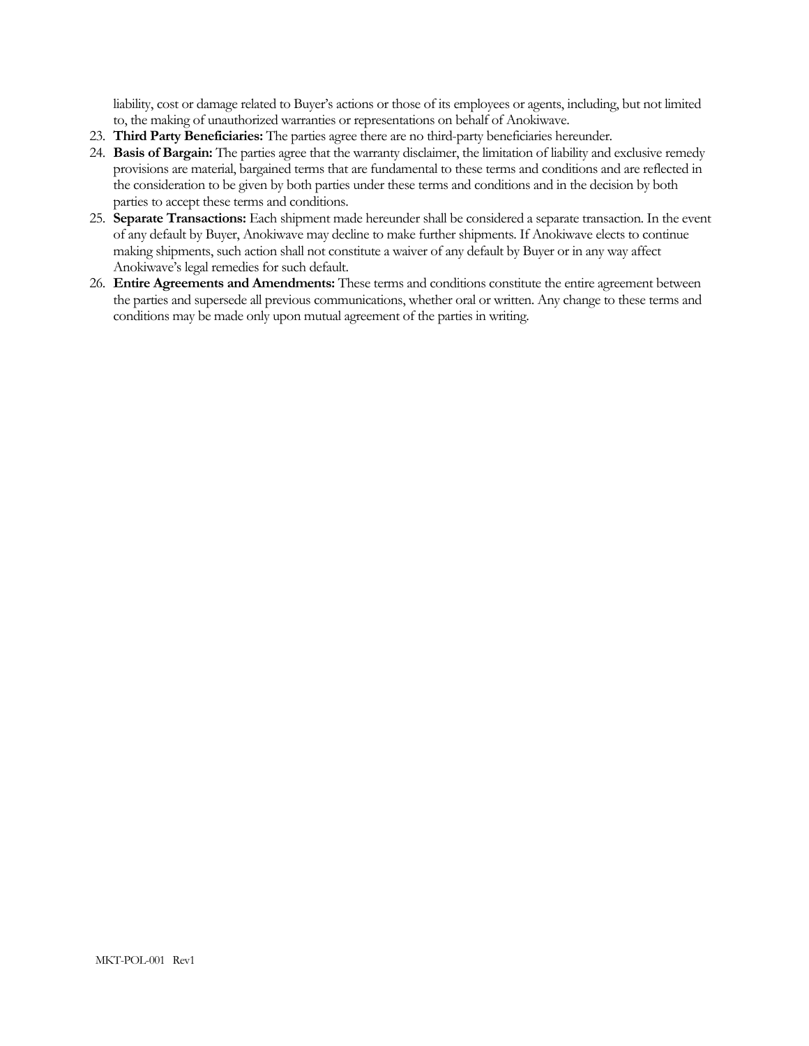liability, cost or damage related to Buyer's actions or those of its employees or agents, including, but not limited to, the making of unauthorized warranties or representations on behalf of Anokiwave.

23. **Third Party Beneficiaries:** The parties agree there are no third-party beneficiaries hereunder.
24. **Basis of Bargain:** The parties agree that the warranty disclaimer, the limitation of liability and exclusive remedy provisions are material, bargained terms that are fundamental to these terms and conditions and are reflected in the consideration to be given by both parties under these terms and conditions and in the decision by both parties to accept these terms and conditions.
25. **Separate Transactions:** Each shipment made hereunder shall be considered a separate transaction. In the event of any default by Buyer, Anokiwave may decline to make further shipments. If Anokiwave elects to continue making shipments, such action shall not constitute a waiver of any default by Buyer or in any way affect Anokiwave's legal remedies for such default.
26. **Entire Agreements and Amendments:** These terms and conditions constitute the entire agreement between the parties and supersede all previous communications, whether oral or written. Any change to these terms and conditions may be made only upon mutual agreement of the parties in writing.

MKT-POL-001 Rev1